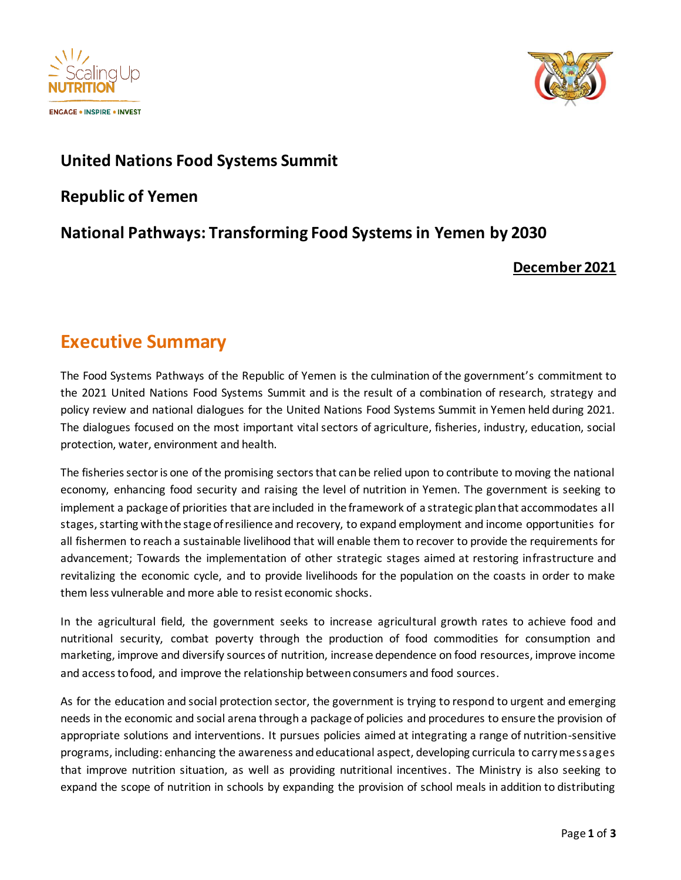# United Nations Food Systems Summit

## Republic of Yemen

## National Pathways: Transforming Food Systems in Yemen by 2030

**December 2021**

## Executive Summary

The Food Systems Pathways of the Republic of Yemen is the culmination of the government's commitment to the 2021 United Nations Food Systems Summit and is the result of a combination of research, strategy and policy review and national dialogues for the United Nations Food Systems Summit in Yemen held during 2021. The dialogues focused on the most important vital sectors of agriculture, fisheries, industry, education, social protection, water, environment and health.

The fisheries sector is one of the promising sectors that can be relied upon to contribute to moving the national economy, enhancing food security and raising the level of nutrition in Yemen. The government is seeking to implement a package of priorities that are included in the framework of a strategic plan that accommodates all stages, starting with the stage of resilience and recovery, to expand employment and income opportunities for all fishermen to reach a sustainable livelihood that will enable them to recover to provide the requirements for advancement; Towards the implementation of other strategic stages aimed at restoring infrastructure and revitalizing the economic cycle, and to provide livelihoods for the population on the coasts in order to make them less vulnerable and more able to resist economic shocks.

In the agricultural field, the government seeks to increase agricultural growth rates to achieve food and nutritional security, combat poverty through the production of food commodities for consumption and marketing, improve and diversify sources of nutrition, increase dependence on food resources, improve income and access to food, and improve the relationship between consumers and food sources.

As for the education and social protection sector, the government is trying to respond to urgent and emerging needs in the economic and social arena through a package of policies and procedures to ensure the provision of appropriate solutions and interventions. It pursues policies aimed at integrating a range of nutrition-sensitive programs, including: enhancing the awareness and educational aspect, developing curricula to carry messages that improve nutrition situation, as well as providing nutritional incentives. The Ministry is also seeking to expand the scope of nutrition in schools by expanding the provision of school meals in addition to distributing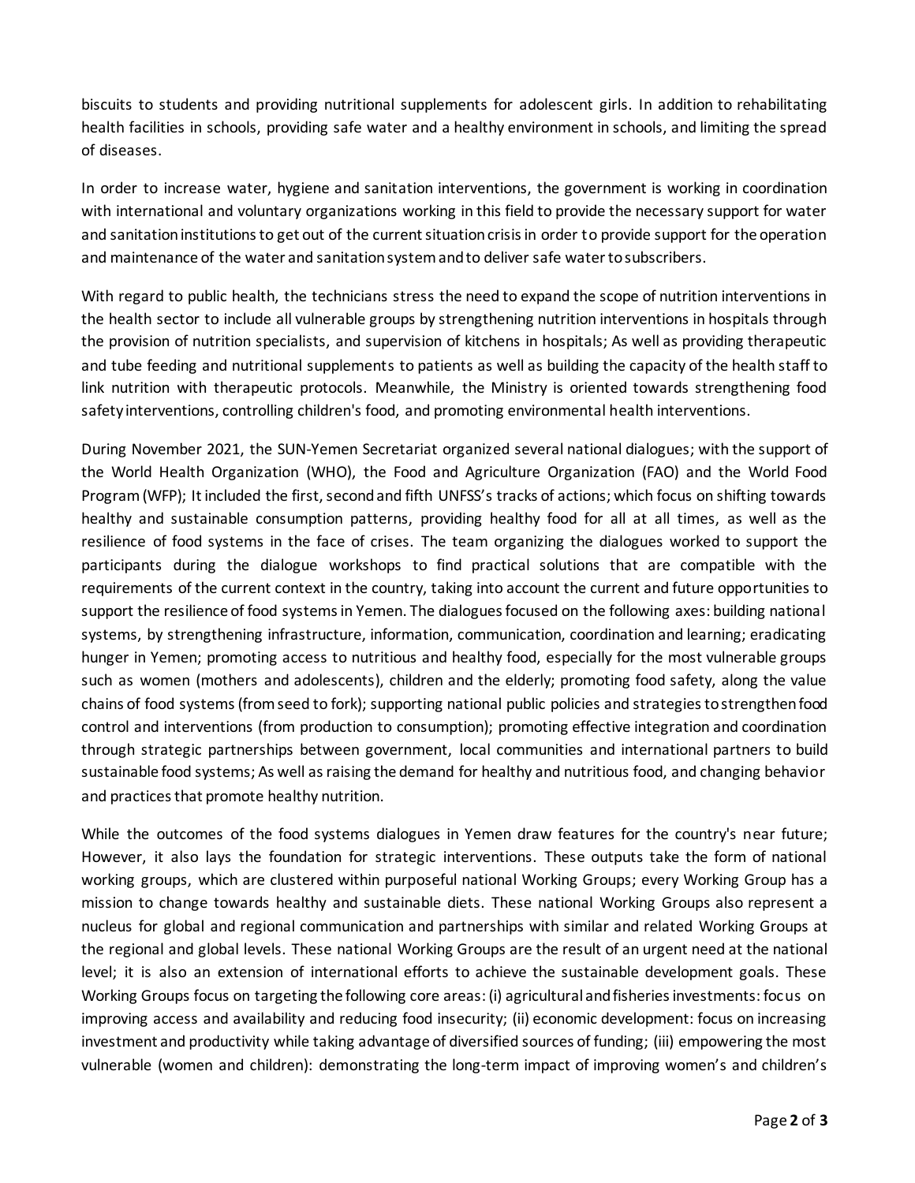biscuits to students and providing nutritional supplements for adolescent girls. In addition to rehabilitating health facilities in schools, providing safe water and a healthy environment in schools, and limiting the spread of diseases.

In order to increase water, hygiene and sanitation interventions, the government is working in coordination with international and voluntary organizations working in this field to provide the necessary support for water and sanitation institutions to get out of the current situation crisis in order to provide support for the operation and maintenance of the water and sanitation system and to deliver safe water to subscribers.

With regard to public health, the technicians stress the need to expand the scope of nutrition interventions in the health sector to include all vulnerable groups by strengthening nutrition interventions in hospitals through the provision of nutrition specialists, and supervision of kitchens in hospitals; As well as providing therapeutic and tube feeding and nutritional supplements to patients as well as building the capacity of the health staff to link nutrition with therapeutic protocols. Meanwhile, the Ministry is oriented towards strengthening food safety interventions, controlling children's food, and promoting environmental health interventions.

During November 2021, the SUN-Yemen Secretariat organized several national dialogues; with the support of the World Health Organization (WHO), the Food and Agriculture Organization (FAO) and the World Food Program (WFP); It included the first, second and fifth UNFSS's tracks of actions; which focus on shifting towards healthy and sustainable consumption patterns, providing healthy food for all at all times, as well as the resilience of food systems in the face of crises. The team organizing the dialogues worked to support the participants during the dialogue workshops to find practical solutions that are compatible with the requirements of the current context in the country, taking into account the current and future opportunities to support the resilience of food systems in Yemen. The dialogues focused on the following axes: building national systems, by strengthening infrastructure, information, communication, coordination and learning; eradicating hunger in Yemen; promoting access to nutritious and healthy food, especially for the most vulnerable groups such as women (mothers and adolescents), children and the elderly; promoting food safety, along the value chains of food systems (from seed to fork); supporting national public policies and strategies to strengthen food control and interventions (from production to consumption); promoting effective integration and coordination through strategic partnerships between government, local communities and international partners to build sustainable food systems; As well as raising the demand for healthy and nutritious food, and changing behavior and practices that promote healthy nutrition.

While the outcomes of the food systems dialogues in Yemen draw features for the country's near future; However, it also lays the foundation for strategic interventions. These outputs take the form of national working groups, which are clustered within purposeful national Working Groups; every Working Group has a mission to change towards healthy and sustainable diets. These national Working Groups also represent a nucleus for global and regional communication and partnerships with similar and related Working Groups at the regional and global levels. These national Working Groups are the result of an urgent need at the national level; it is also an extension of international efforts to achieve the sustainable development goals. These Working Groups focus on targeting the following core areas: (i) agricultural and fisheries investments: focus on improving access and availability and reducing food insecurity; (ii) economic development: focus on increasing investment and productivity while taking advantage of diversified sources of funding; (iii) empowering the most vulnerable (women and children): demonstrating the long-term impact of improving women's and children's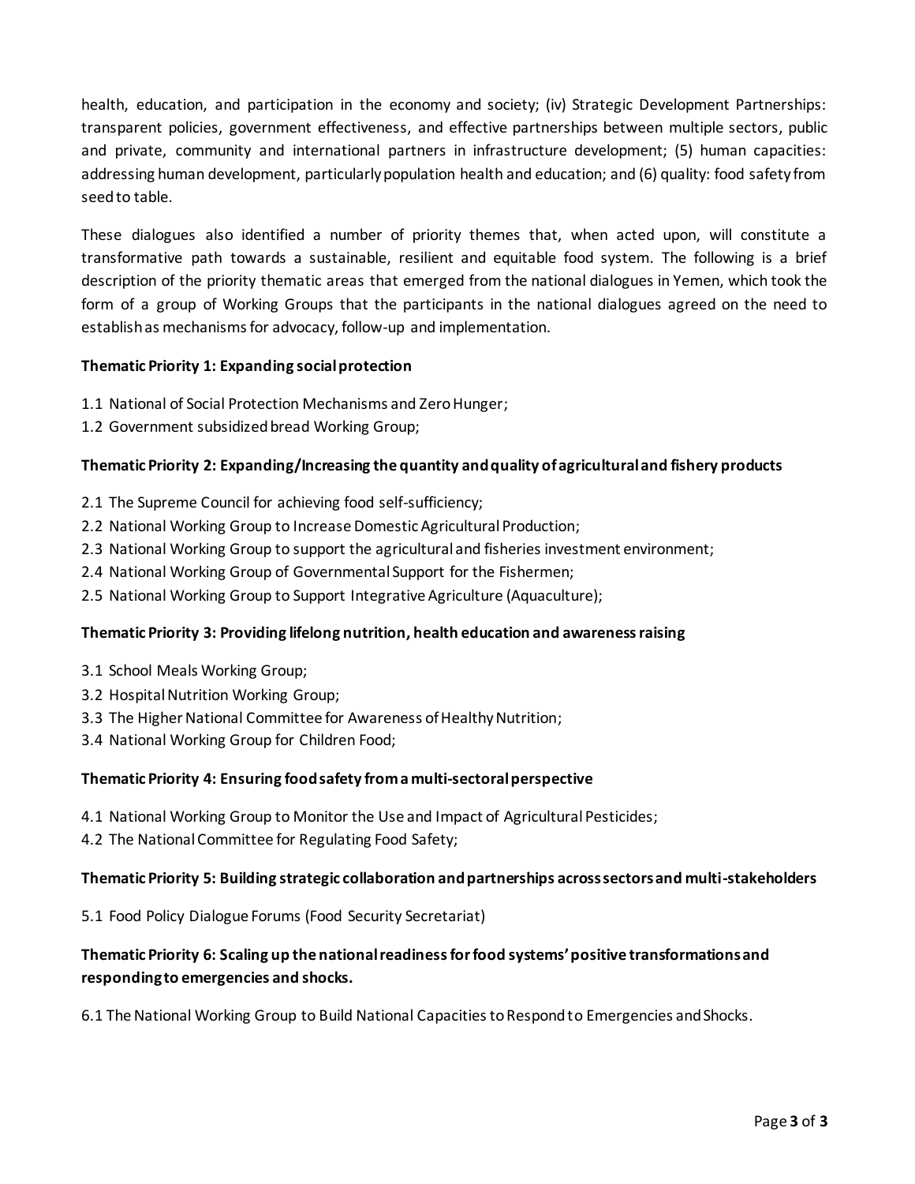health, education, and participation in the economy and society; (iv) Strategic Development Partnerships: transparent policies, government effectiveness, and effective partnerships between multiple sectors, public and private, community and international partners in infrastructure development; (5) human capacities: addressing human development, particularly population health and education; and (6) quality: food safety from seed to table.

These dialogues also identified a number of priority themes that, when acted upon, will constitute a transformative path towards a sustainable, resilient and equitable food system. The following is a brief description of the priority thematic areas that emerged from the national dialogues in Yemen, which took the form of a group of Working Groups that the participants in the national dialogues agreed on the need to establish as mechanisms for advocacy, follow-up and implementation.

**Thematic Priority 1: Expanding social protection**

1.1 National of Social Protection Mechanisms and Zero Hunger;
1.2 Government subsidized bread Working Group;

**Thematic Priority 2: Expanding/Increasing the quantity and quality of agricultural and fishery products**

2.1 The Supreme Council for achieving food self-sufficiency;
2.2 National Working Group to Increase Domestic Agricultural Production;
2.3 National Working Group to support the agricultural and fisheries investment environment;
2.4 National Working Group of Governmental Support for the Fishermen;
2.5 National Working Group to Support Integrative Agriculture (Aquaculture);

**Thematic Priority 3: Providing lifelong nutrition, health education and awareness raising**

3.1 School Meals Working Group;
3.2 Hospital Nutrition Working Group;
3.3 The Higher National Committee for Awareness of Healthy Nutrition;
3.4 National Working Group for Children Food;

**Thematic Priority 4: Ensuring food safety from a multi-sectoral perspective**

4.1 National Working Group to Monitor the Use and Impact of Agricultural Pesticides;
4.2 The National Committee for Regulating Food Safety;

**Thematic Priority 5: Building strategic collaboration and partnerships across sectors and multi-stakeholders**

5.1 Food Policy Dialogue Forums (Food Security Secretariat)

**Thematic Priority 6: Scaling up the national readiness for food systems' positive transformations and responding to emergencies and shocks.**

6.1 The National Working Group to Build National Capacities to Respond to Emergencies and Shocks.